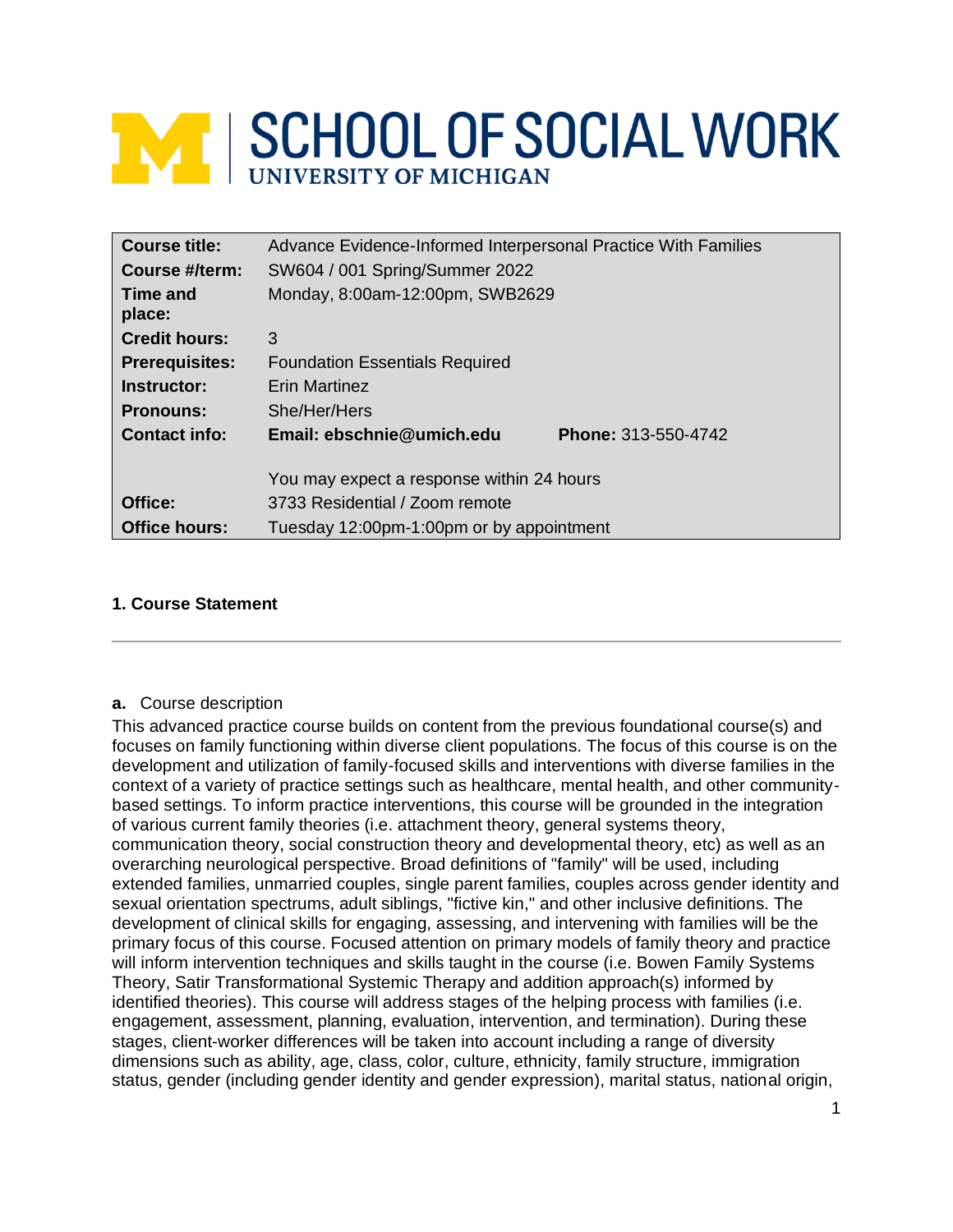# SCHOOL OF SOCIAL WORK
UNIVERSITY OF MICHIGAN

| | | |
|---|---|---|
| **Course title:** | Advance Evidence-Informed Interpersonal Practice With Families | |
| **Course #/term:** | SW604 / 001 Spring/Summer 2022 | |
| **Time and place:** | Monday, 8:00am-12:00pm, SWB2629 | |
| **Credit hours:** | 3 | |
| **Prerequisites:** | Foundation Essentials Required | |
| **Instructor:** | Erin Martinez | |
| **Pronouns:** | She/Her/Hers | |
| **Contact info:** | **Email: ebschnie@umich.edu** | **Phone:** 313-550-4742 |
| | You may expect a response within 24 hours | |
| **Office:** | 3733 Residential / Zoom remote | |
| **Office hours:** | Tuesday 12:00pm-1:00pm or by appointment | |

## 1. Course Statement

**a.** Course description

This advanced practice course builds on content from the previous foundational course(s) and focuses on family functioning within diverse client populations. The focus of this course is on the development and utilization of family-focused skills and interventions with diverse families in the context of a variety of practice settings such as healthcare, mental health, and other community-based settings. To inform practice interventions, this course will be grounded in the integration of various current family theories (i.e. attachment theory, general systems theory, communication theory, social construction theory and developmental theory, etc) as well as an overarching neurological perspective. Broad definitions of "family" will be used, including extended families, unmarried couples, single parent families, couples across gender identity and sexual orientation spectrums, adult siblings, "fictive kin," and other inclusive definitions. The development of clinical skills for engaging, assessing, and intervening with families will be the primary focus of this course. Focused attention on primary models of family theory and practice will inform intervention techniques and skills taught in the course (i.e. Bowen Family Systems Theory, Satir Transformational Systemic Therapy and addition approach(s) informed by identified theories). This course will address stages of the helping process with families (i.e. engagement, assessment, planning, evaluation, intervention, and termination). During these stages, client-worker differences will be taken into account including a range of diversity dimensions such as ability, age, class, color, culture, ethnicity, family structure, immigration status, gender (including gender identity and gender expression), marital status, national origin,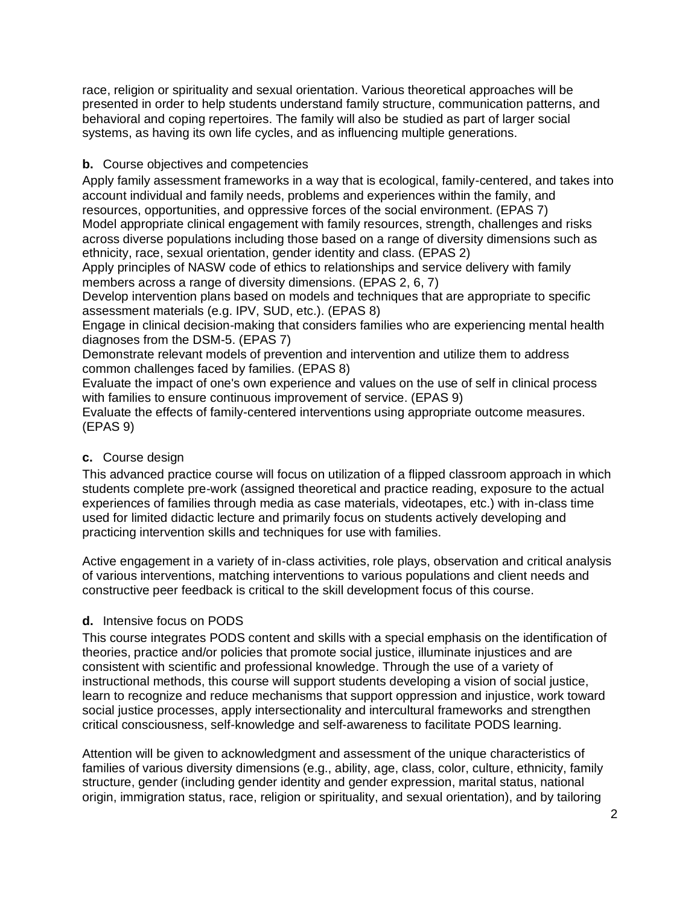race, religion or spirituality and sexual orientation. Various theoretical approaches will be presented in order to help students understand family structure, communication patterns, and behavioral and coping repertoires. The family will also be studied as part of larger social systems, as having its own life cycles, and as influencing multiple generations.

**b.** Course objectives and competencies

Apply family assessment frameworks in a way that is ecological, family-centered, and takes into account individual and family needs, problems and experiences within the family, and resources, opportunities, and oppressive forces of the social environment. (EPAS 7)
Model appropriate clinical engagement with family resources, strength, challenges and risks across diverse populations including those based on a range of diversity dimensions such as ethnicity, race, sexual orientation, gender identity and class. (EPAS 2)
Apply principles of NASW code of ethics to relationships and service delivery with family members across a range of diversity dimensions. (EPAS 2, 6, 7)
Develop intervention plans based on models and techniques that are appropriate to specific assessment materials (e.g. IPV, SUD, etc.). (EPAS 8)
Engage in clinical decision-making that considers families who are experiencing mental health diagnoses from the DSM-5. (EPAS 7)
Demonstrate relevant models of prevention and intervention and utilize them to address common challenges faced by families. (EPAS 8)
Evaluate the impact of one's own experience and values on the use of self in clinical process with families to ensure continuous improvement of service. (EPAS 9)
Evaluate the effects of family-centered interventions using appropriate outcome measures. (EPAS 9)

**c.** Course design

This advanced practice course will focus on utilization of a flipped classroom approach in which students complete pre-work (assigned theoretical and practice reading, exposure to the actual experiences of families through media as case materials, videotapes, etc.) with in-class time used for limited didactic lecture and primarily focus on students actively developing and practicing intervention skills and techniques for use with families.

Active engagement in a variety of in-class activities, role plays, observation and critical analysis of various interventions, matching interventions to various populations and client needs and constructive peer feedback is critical to the skill development focus of this course.

**d.** Intensive focus on PODS

This course integrates PODS content and skills with a special emphasis on the identification of theories, practice and/or policies that promote social justice, illuminate injustices and are consistent with scientific and professional knowledge. Through the use of a variety of instructional methods, this course will support students developing a vision of social justice, learn to recognize and reduce mechanisms that support oppression and injustice, work toward social justice processes, apply intersectionality and intercultural frameworks and strengthen critical consciousness, self-knowledge and self-awareness to facilitate PODS learning.

Attention will be given to acknowledgment and assessment of the unique characteristics of families of various diversity dimensions (e.g., ability, age, class, color, culture, ethnicity, family structure, gender (including gender identity and gender expression, marital status, national origin, immigration status, race, religion or spirituality, and sexual orientation), and by tailoring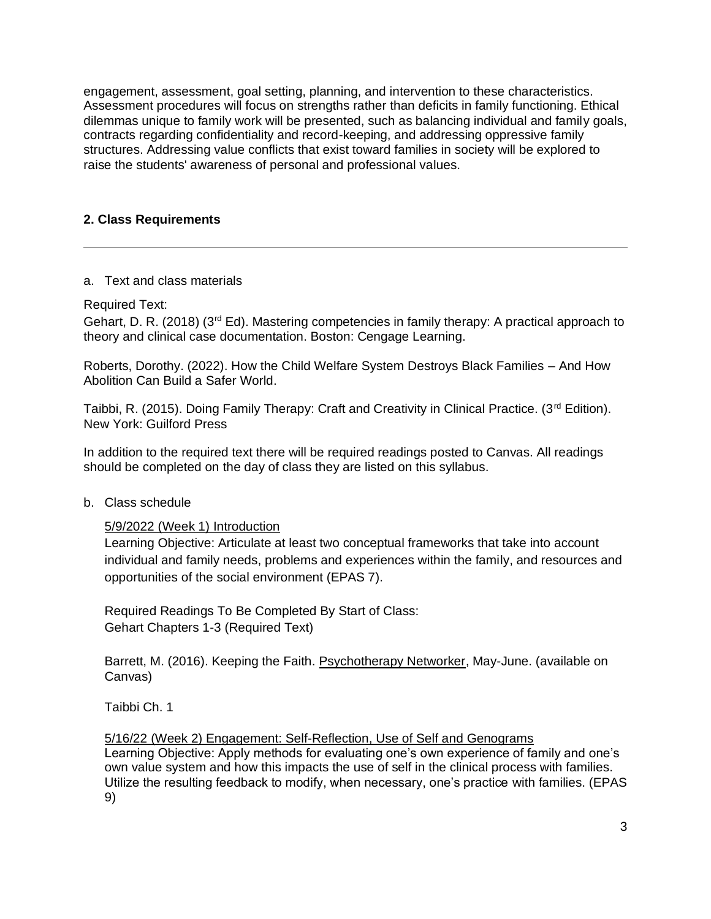engagement, assessment, goal setting, planning, and intervention to these characteristics. Assessment procedures will focus on strengths rather than deficits in family functioning. Ethical dilemmas unique to family work will be presented, such as balancing individual and family goals, contracts regarding confidentiality and record-keeping, and addressing oppressive family structures. Addressing value conflicts that exist toward families in society will be explored to raise the students' awareness of personal and professional values.

## 2. Class Requirements

---

a. Text and class materials

Required Text:

Gehart, D. R. (2018) (3rd Ed). Mastering competencies in family therapy: A practical approach to theory and clinical case documentation. Boston: Cengage Learning.

Roberts, Dorothy. (2022). How the Child Welfare System Destroys Black Families – And How Abolition Can Build a Safer World.

Taibbi, R. (2015). Doing Family Therapy: Craft and Creativity in Clinical Practice. (3rd Edition). New York: Guilford Press

In addition to the required text there will be required readings posted to Canvas. All readings should be completed on the day of class they are listed on this syllabus.

b. Class schedule

5/9/2022 (Week 1) Introduction

Learning Objective: Articulate at least two conceptual frameworks that take into account individual and family needs, problems and experiences within the family, and resources and opportunities of the social environment (EPAS 7).

Required Readings To Be Completed By Start of Class:
Gehart Chapters 1-3 (Required Text)

Barrett, M. (2016). Keeping the Faith. Psychotherapy Networker, May-June. (available on Canvas)

Taibbi Ch. 1

5/16/22 (Week 2) Engagement: Self-Reflection, Use of Self and Genograms

Learning Objective: Apply methods for evaluating one's own experience of family and one's own value system and how this impacts the use of self in the clinical process with families. Utilize the resulting feedback to modify, when necessary, one's practice with families. (EPAS 9)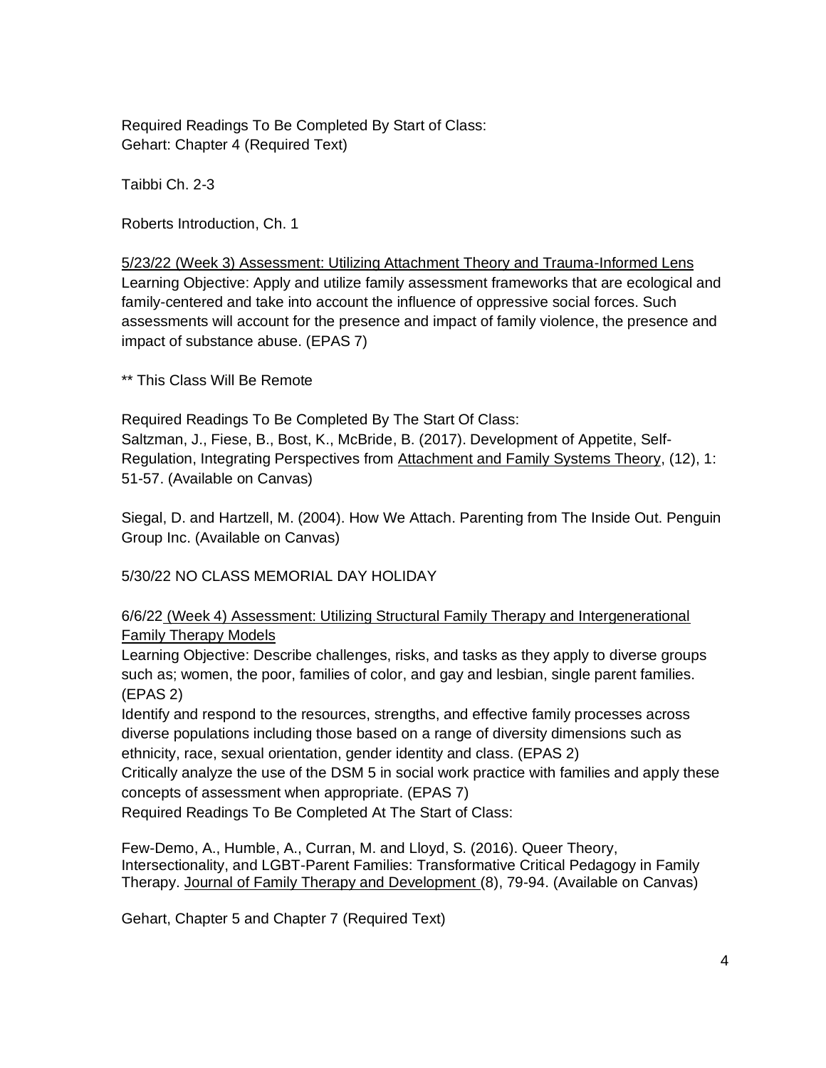Required Readings To Be Completed By Start of Class:
Gehart: Chapter 4 (Required Text)

Taibbi Ch. 2-3

Roberts Introduction, Ch. 1

5/23/22 (Week 3) Assessment: Utilizing Attachment Theory and Trauma-Informed Lens
Learning Objective: Apply and utilize family assessment frameworks that are ecological and family-centered and take into account the influence of oppressive social forces. Such assessments will account for the presence and impact of family violence, the presence and impact of substance abuse. (EPAS 7)

** This Class Will Be Remote

Required Readings To Be Completed By The Start Of Class:
Saltzman, J., Fiese, B., Bost, K., McBride, B. (2017). Development of Appetite, Self-Regulation, Integrating Perspectives from Attachment and Family Systems Theory, (12), 1: 51-57. (Available on Canvas)

Siegal, D. and Hartzell, M. (2004). How We Attach. Parenting from The Inside Out. Penguin Group Inc. (Available on Canvas)

5/30/22 NO CLASS MEMORIAL DAY HOLIDAY

6/6/22 (Week 4) Assessment: Utilizing Structural Family Therapy and Intergenerational Family Therapy Models
Learning Objective: Describe challenges, risks, and tasks as they apply to diverse groups such as; women, the poor, families of color, and gay and lesbian, single parent families. (EPAS 2)
Identify and respond to the resources, strengths, and effective family processes across diverse populations including those based on a range of diversity dimensions such as ethnicity, race, sexual orientation, gender identity and class. (EPAS 2)
Critically analyze the use of the DSM 5 in social work practice with families and apply these concepts of assessment when appropriate. (EPAS 7)
Required Readings To Be Completed At The Start of Class:

Few-Demo, A., Humble, A., Curran, M. and Lloyd, S. (2016). Queer Theory, Intersectionality, and LGBT-Parent Families: Transformative Critical Pedagogy in Family Therapy. Journal of Family Therapy and Development (8), 79-94. (Available on Canvas)

Gehart, Chapter 5 and Chapter 7 (Required Text)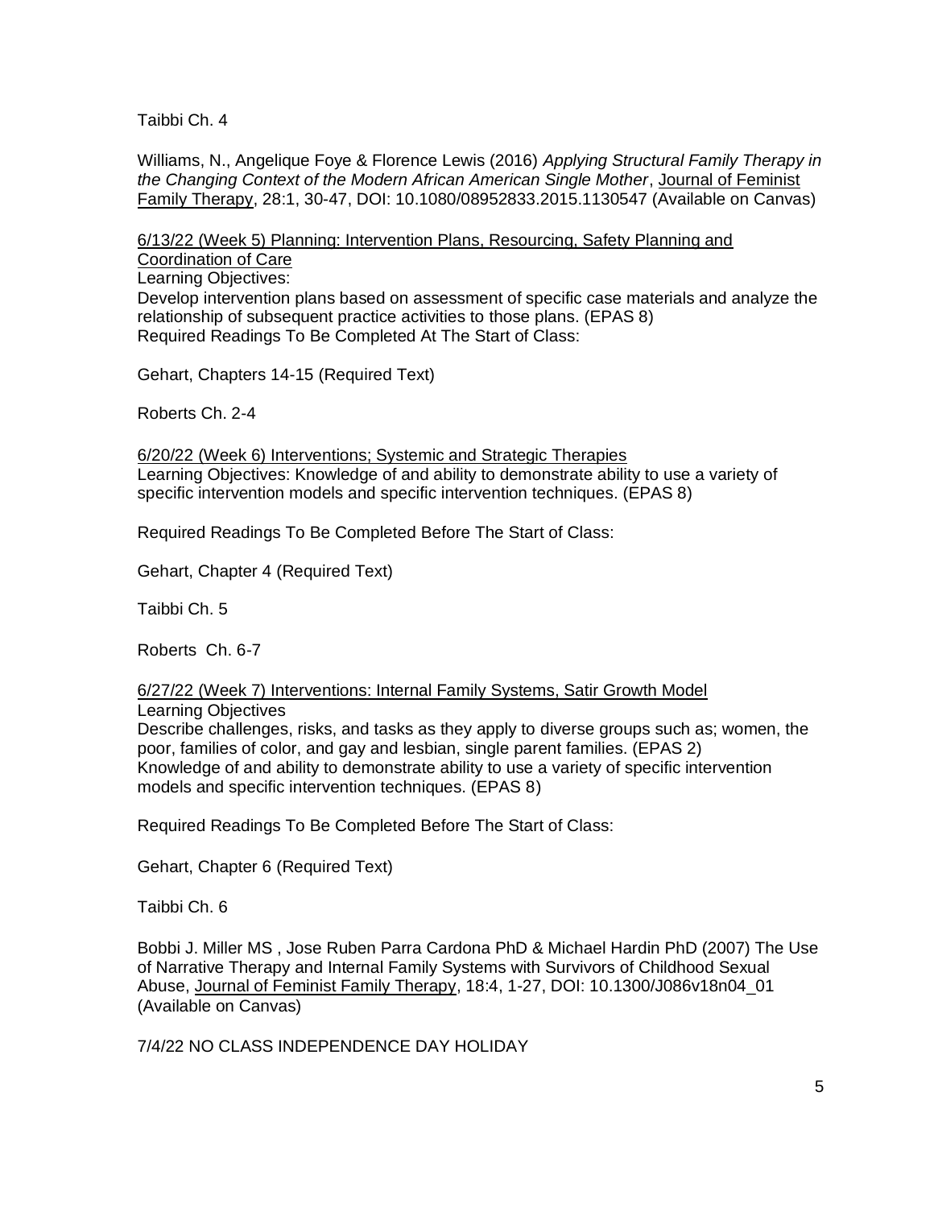Taibbi Ch. 4

Williams, N., Angelique Foye & Florence Lewis (2016) *Applying Structural Family Therapy in the Changing Context of the Modern African American Single Mother*, Journal of Feminist Family Therapy, 28:1, 30-47, DOI: 10.1080/08952833.2015.1130547 (Available on Canvas)

6/13/22 (Week 5) Planning: Intervention Plans, Resourcing, Safety Planning and Coordination of Care

Learning Objectives:

Develop intervention plans based on assessment of specific case materials and analyze the relationship of subsequent practice activities to those plans. (EPAS 8)

Required Readings To Be Completed At The Start of Class:

Gehart, Chapters 14-15 (Required Text)

Roberts Ch. 2-4

6/20/22 (Week 6) Interventions; Systemic and Strategic Therapies

Learning Objectives: Knowledge of and ability to demonstrate ability to use a variety of specific intervention models and specific intervention techniques. (EPAS 8)

Required Readings To Be Completed Before The Start of Class:

Gehart, Chapter 4 (Required Text)

Taibbi Ch. 5

Roberts Ch. 6-7

6/27/22 (Week 7) Interventions: Internal Family Systems, Satir Growth Model

Learning Objectives

Describe challenges, risks, and tasks as they apply to diverse groups such as; women, the poor, families of color, and gay and lesbian, single parent families. (EPAS 2)

Knowledge of and ability to demonstrate ability to use a variety of specific intervention models and specific intervention techniques. (EPAS 8)

Required Readings To Be Completed Before The Start of Class:

Gehart, Chapter 6 (Required Text)

Taibbi Ch. 6

Bobbi J. Miller MS , Jose Ruben Parra Cardona PhD & Michael Hardin PhD (2007) The Use of Narrative Therapy and Internal Family Systems with Survivors of Childhood Sexual Abuse, Journal of Feminist Family Therapy, 18:4, 1-27, DOI: 10.1300/J086v18n04_01 (Available on Canvas)

7/4/22 NO CLASS INDEPENDENCE DAY HOLIDAY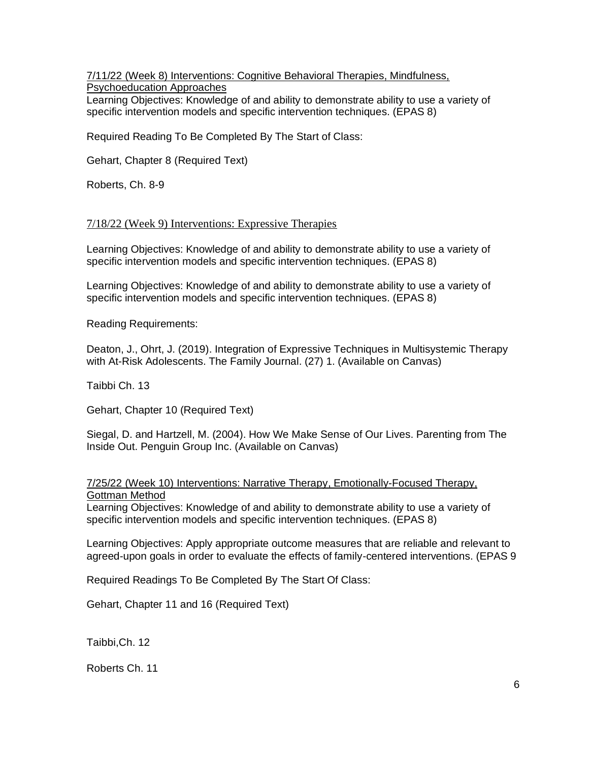<u>7/11/22 (Week 8) Interventions: Cognitive Behavioral Therapies, Mindfulness, Psychoeducation Approaches</u>

Learning Objectives: Knowledge of and ability to demonstrate ability to use a variety of specific intervention models and specific intervention techniques. (EPAS 8)

Required Reading To Be Completed By The Start of Class:

Gehart, Chapter 8 (Required Text)

Roberts, Ch. 8-9

<u>7/18/22 (Week 9) Interventions: Expressive Therapies</u>

Learning Objectives: Knowledge of and ability to demonstrate ability to use a variety of specific intervention models and specific intervention techniques. (EPAS 8)

Learning Objectives: Knowledge of and ability to demonstrate ability to use a variety of specific intervention models and specific intervention techniques. (EPAS 8)

Reading Requirements:

Deaton, J., Ohrt, J. (2019). Integration of Expressive Techniques in Multisystemic Therapy with At-Risk Adolescents. The Family Journal. (27) 1. (Available on Canvas)

Taibbi Ch. 13

Gehart, Chapter 10 (Required Text)

Siegal, D. and Hartzell, M. (2004). How We Make Sense of Our Lives. Parenting from The Inside Out. Penguin Group Inc. (Available on Canvas)

<u>7/25/22 (Week 10) Interventions: Narrative Therapy, Emotionally-Focused Therapy, Gottman Method</u>

Learning Objectives: Knowledge of and ability to demonstrate ability to use a variety of specific intervention models and specific intervention techniques. (EPAS 8)

Learning Objectives: Apply appropriate outcome measures that are reliable and relevant to agreed-upon goals in order to evaluate the effects of family-centered interventions. (EPAS 9

Required Readings To Be Completed By The Start Of Class:

Gehart, Chapter 11 and 16 (Required Text)

Taibbi,Ch. 12

Roberts Ch. 11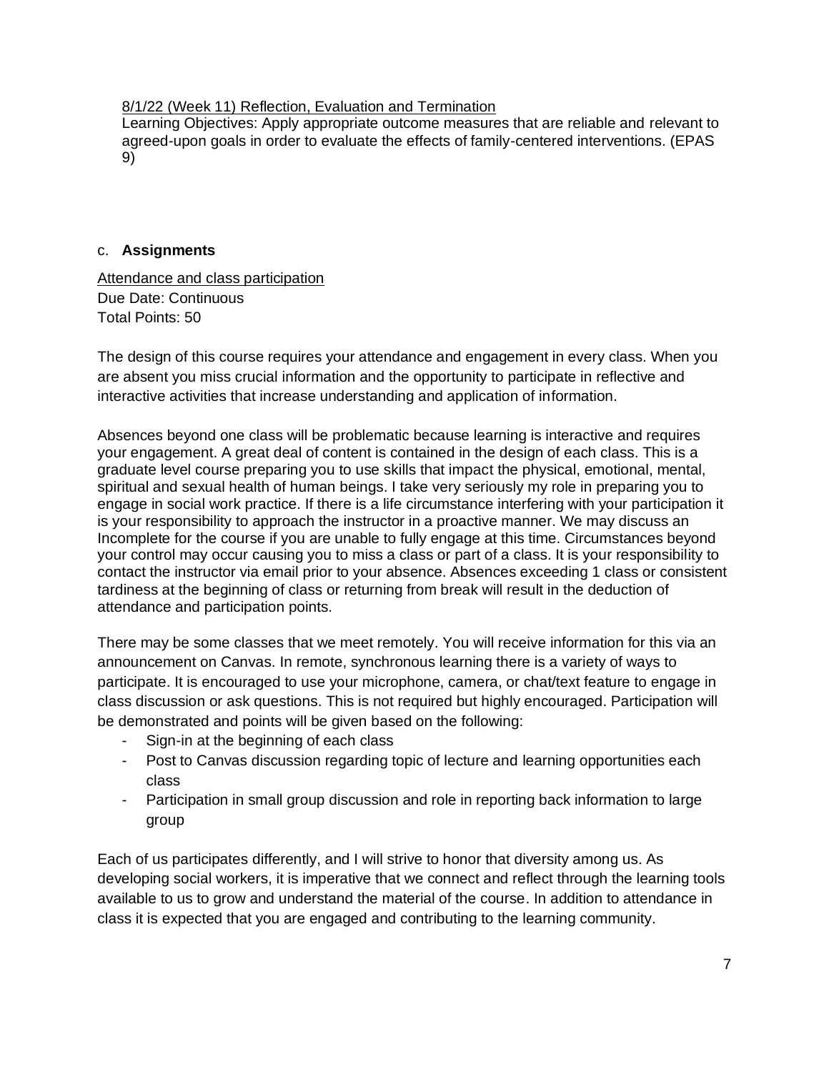8/1/22 (Week 11) Reflection, Evaluation and Termination

Learning Objectives: Apply appropriate outcome measures that are reliable and relevant to agreed-upon goals in order to evaluate the effects of family-centered interventions. (EPAS 9)

c. **Assignments**

Attendance and class participation

Due Date: Continuous

Total Points: 50

The design of this course requires your attendance and engagement in every class. When you are absent you miss crucial information and the opportunity to participate in reflective and interactive activities that increase understanding and application of information.

Absences beyond one class will be problematic because learning is interactive and requires your engagement. A great deal of content is contained in the design of each class. This is a graduate level course preparing you to use skills that impact the physical, emotional, mental, spiritual and sexual health of human beings. I take very seriously my role in preparing you to engage in social work practice. If there is a life circumstance interfering with your participation it is your responsibility to approach the instructor in a proactive manner. We may discuss an Incomplete for the course if you are unable to fully engage at this time. Circumstances beyond your control may occur causing you to miss a class or part of a class. It is your responsibility to contact the instructor via email prior to your absence. Absences exceeding 1 class or consistent tardiness at the beginning of class or returning from break will result in the deduction of attendance and participation points.

There may be some classes that we meet remotely. You will receive information for this via an announcement on Canvas. In remote, synchronous learning there is a variety of ways to participate. It is encouraged to use your microphone, camera, or chat/text feature to engage in class discussion or ask questions. This is not required but highly encouraged. Participation will be demonstrated and points will be given based on the following:

- Sign-in at the beginning of each class
- Post to Canvas discussion regarding topic of lecture and learning opportunities each class
- Participation in small group discussion and role in reporting back information to large group

Each of us participates differently, and I will strive to honor that diversity among us. As developing social workers, it is imperative that we connect and reflect through the learning tools available to us to grow and understand the material of the course. In addition to attendance in class it is expected that you are engaged and contributing to the learning community.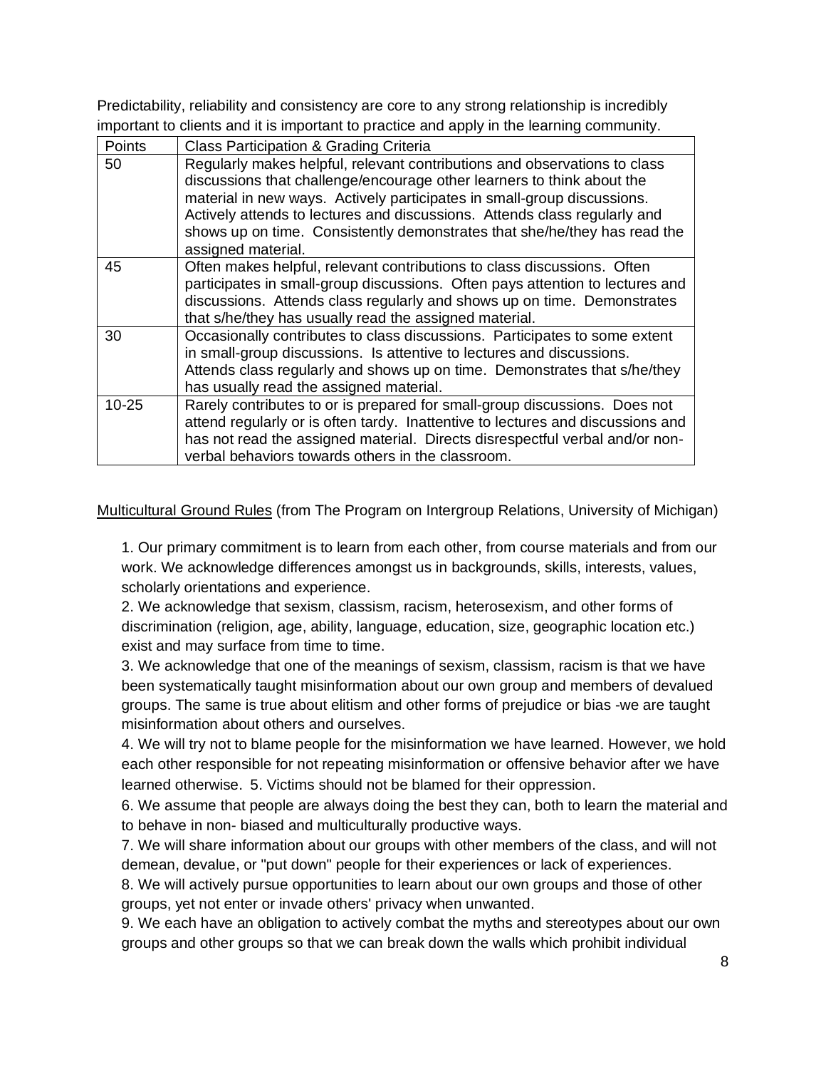Predictability, reliability and consistency are core to any strong relationship is incredibly important to clients and it is important to practice and apply in the learning community.

| Points | Class Participation & Grading Criteria |
| --- | --- |
| 50 | Regularly makes helpful, relevant contributions and observations to class discussions that challenge/encourage other learners to think about the material in new ways. Actively participates in small-group discussions. Actively attends to lectures and discussions. Attends class regularly and shows up on time. Consistently demonstrates that she/he/they has read the assigned material. |
| 45 | Often makes helpful, relevant contributions to class discussions. Often participates in small-group discussions. Often pays attention to lectures and discussions. Attends class regularly and shows up on time. Demonstrates that s/he/they has usually read the assigned material. |
| 30 | Occasionally contributes to class discussions. Participates to some extent in small-group discussions. Is attentive to lectures and discussions. Attends class regularly and shows up on time. Demonstrates that s/he/they has usually read the assigned material. |
| 10-25 | Rarely contributes to or is prepared for small-group discussions. Does not attend regularly or is often tardy. Inattentive to lectures and discussions and has not read the assigned material. Directs disrespectful verbal and/or non-verbal behaviors towards others in the classroom. |

<u>Multicultural Ground Rules</u> (from The Program on Intergroup Relations, University of Michigan)

1. Our primary commitment is to learn from each other, from course materials and from our work. We acknowledge differences amongst us in backgrounds, skills, interests, values, scholarly orientations and experience.
2. We acknowledge that sexism, classism, racism, heterosexism, and other forms of discrimination (religion, age, ability, language, education, size, geographic location etc.) exist and may surface from time to time.
3. We acknowledge that one of the meanings of sexism, classism, racism is that we have been systematically taught misinformation about our own group and members of devalued groups. The same is true about elitism and other forms of prejudice or bias -we are taught misinformation about others and ourselves.
4. We will try not to blame people for the misinformation we have learned. However, we hold each other responsible for not repeating misinformation or offensive behavior after we have learned otherwise. 5. Victims should not be blamed for their oppression.
6. We assume that people are always doing the best they can, both to learn the material and to behave in non- biased and multiculturally productive ways.
7. We will share information about our groups with other members of the class, and will not demean, devalue, or "put down" people for their experiences or lack of experiences.
8. We will actively pursue opportunities to learn about our own groups and those of other groups, yet not enter or invade others' privacy when unwanted.
9. We each have an obligation to actively combat the myths and stereotypes about our own groups and other groups so that we can break down the walls which prohibit individual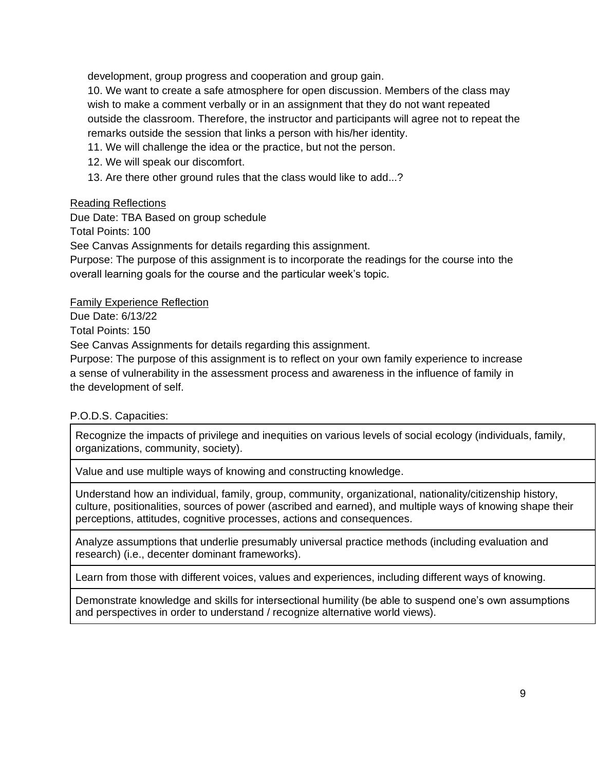development, group progress and cooperation and group gain.

10. We want to create a safe atmosphere for open discussion. Members of the class may wish to make a comment verbally or in an assignment that they do not want repeated outside the classroom. Therefore, the instructor and participants will agree not to repeat the remarks outside the session that links a person with his/her identity.

11. We will challenge the idea or the practice, but not the person.

12. We will speak our discomfort.

13. Are there other ground rules that the class would like to add...?

<u>Reading Reflections</u>

Due Date: TBA Based on group schedule

Total Points: 100

See Canvas Assignments for details regarding this assignment.

Purpose: The purpose of this assignment is to incorporate the readings for the course into the overall learning goals for the course and the particular week's topic.

<u>Family Experience Reflection</u>

Due Date: 6/13/22

Total Points: 150

See Canvas Assignments for details regarding this assignment.

Purpose: The purpose of this assignment is to reflect on your own family experience to increase a sense of vulnerability in the assessment process and awareness in the influence of family in the development of self.

P.O.D.S. Capacities:

| |
|---|
| Recognize the impacts of privilege and inequities on various levels of social ecology (individuals, family, organizations, community, society). |
| Value and use multiple ways of knowing and constructing knowledge. |
| Understand how an individual, family, group, community, organizational, nationality/citizenship history, culture, positionalities, sources of power (ascribed and earned), and multiple ways of knowing shape their perceptions, attitudes, cognitive processes, actions and consequences. |
| Analyze assumptions that underlie presumably universal practice methods (including evaluation and research) (i.e., decenter dominant frameworks). |
| Learn from those with different voices, values and experiences, including different ways of knowing. |
| Demonstrate knowledge and skills for intersectional humility (be able to suspend one's own assumptions and perspectives in order to understand / recognize alternative world views). |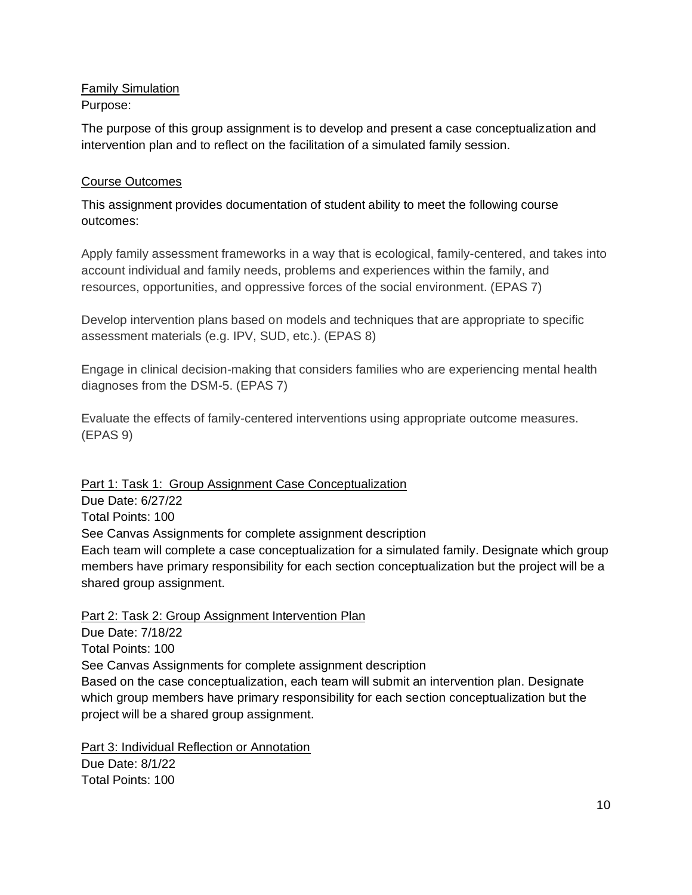## Family Simulation

Purpose:

The purpose of this group assignment is to develop and present a case conceptualization and intervention plan and to reflect on the facilitation of a simulated family session.

## Course Outcomes

This assignment provides documentation of student ability to meet the following course outcomes:

Apply family assessment frameworks in a way that is ecological, family-centered, and takes into account individual and family needs, problems and experiences within the family, and resources, opportunities, and oppressive forces of the social environment. (EPAS 7)

Develop intervention plans based on models and techniques that are appropriate to specific assessment materials (e.g. IPV, SUD, etc.). (EPAS 8)

Engage in clinical decision-making that considers families who are experiencing mental health diagnoses from the DSM-5. (EPAS 7)

Evaluate the effects of family-centered interventions using appropriate outcome measures. (EPAS 9)

### Part 1: Task 1: Group Assignment Case Conceptualization

Due Date: 6/27/22
Total Points: 100
See Canvas Assignments for complete assignment description
Each team will complete a case conceptualization for a simulated family. Designate which group members have primary responsibility for each section conceptualization but the project will be a shared group assignment.

### Part 2: Task 2: Group Assignment Intervention Plan

Due Date: 7/18/22
Total Points: 100
See Canvas Assignments for complete assignment description
Based on the case conceptualization, each team will submit an intervention plan. Designate which group members have primary responsibility for each section conceptualization but the project will be a shared group assignment.

### Part 3: Individual Reflection or Annotation

Due Date: 8/1/22
Total Points: 100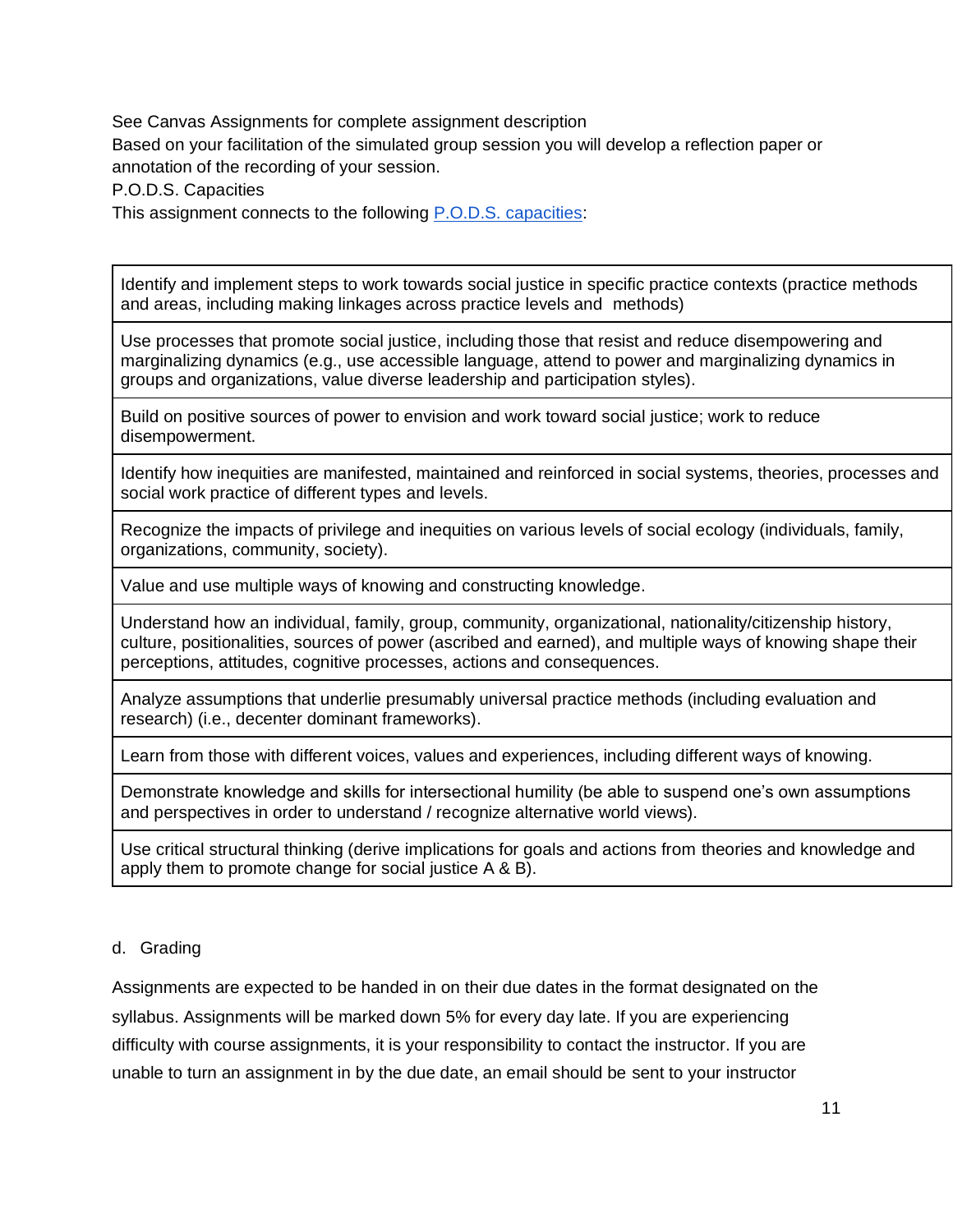See Canvas Assignments for complete assignment description

Based on your facilitation of the simulated group session you will develop a reflection paper or annotation of the recording of your session.

P.O.D.S. Capacities

This assignment connects to the following P.O.D.S. capacities:

| Identify and implement steps to work towards social justice in specific practice contexts (practice methods and areas, including making linkages across practice levels and methods) |
| --- |
| Use processes that promote social justice, including those that resist and reduce disempowering and marginalizing dynamics (e.g., use accessible language, attend to power and marginalizing dynamics in groups and organizations, value diverse leadership and participation styles). |
| Build on positive sources of power to envision and work toward social justice; work to reduce disempowerment. |
| Identify how inequities are manifested, maintained and reinforced in social systems, theories, processes and social work practice of different types and levels. |
| Recognize the impacts of privilege and inequities on various levels of social ecology (individuals, family, organizations, community, society). |
| Value and use multiple ways of knowing and constructing knowledge. |
| Understand how an individual, family, group, community, organizational, nationality/citizenship history, culture, positionalities, sources of power (ascribed and earned), and multiple ways of knowing shape their perceptions, attitudes, cognitive processes, actions and consequences. |
| Analyze assumptions that underlie presumably universal practice methods (including evaluation and research) (i.e., decenter dominant frameworks). |
| Learn from those with different voices, values and experiences, including different ways of knowing. |
| Demonstrate knowledge and skills for intersectional humility (be able to suspend one's own assumptions and perspectives in order to understand / recognize alternative world views). |
| Use critical structural thinking (derive implications for goals and actions from theories and knowledge and apply them to promote change for social justice A & B). |

d. Grading

Assignments are expected to be handed in on their due dates in the format designated on the syllabus. Assignments will be marked down 5% for every day late. If you are experiencing difficulty with course assignments, it is your responsibility to contact the instructor. If you are unable to turn an assignment in by the due date, an email should be sent to your instructor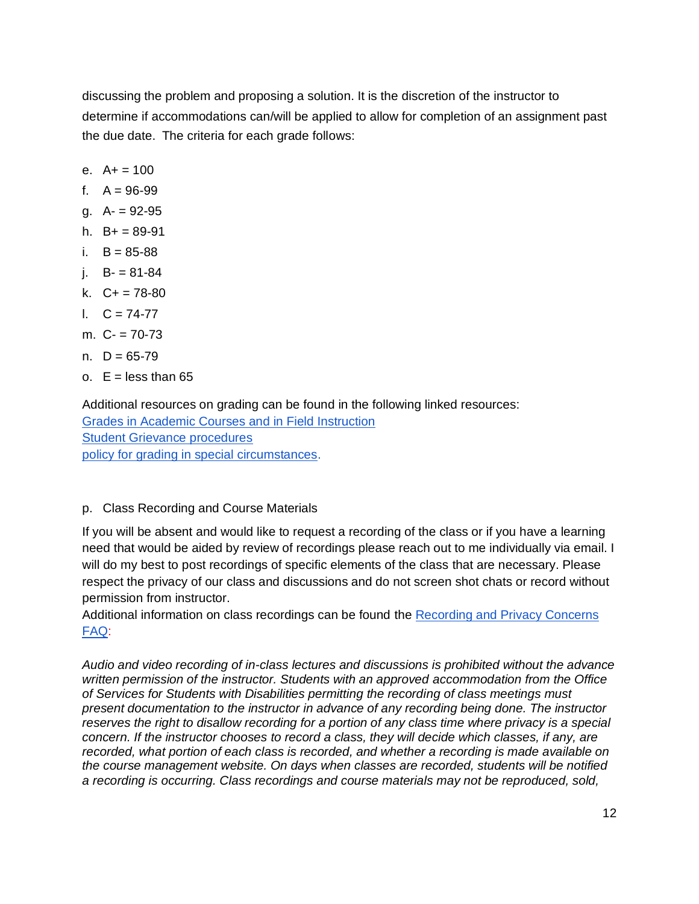discussing the problem and proposing a solution. It is the discretion of the instructor to determine if accommodations can/will be applied to allow for completion of an assignment past the due date. The criteria for each grade follows:

e. A+ = 100
f. A = 96-99
g. A- = 92-95
h. B+ = 89-91
i. B = 85-88
j. B- = 81-84
k. C+ = 78-80
l. C = 74-77
m. C- = 70-73
n. D = 65-79
o. E = less than 65

Additional resources on grading can be found in the following linked resources:
[Grades in Academic Courses and in Field Instruction]
[Student Grievance procedures]
[policy for grading in special circumstances].

p. Class Recording and Course Materials

If you will be absent and would like to request a recording of the class or if you have a learning need that would be aided by review of recordings please reach out to me individually via email. I will do my best to post recordings of specific elements of the class that are necessary. Please respect the privacy of our class and discussions and do not screen shot chats or record without permission from instructor.
Additional information on class recordings can be found the [Recording and Privacy Concerns FAQ]:

*Audio and video recording of in-class lectures and discussions is prohibited without the advance written permission of the instructor. Students with an approved accommodation from the Office of Services for Students with Disabilities permitting the recording of class meetings must present documentation to the instructor in advance of any recording being done. The instructor reserves the right to disallow recording for a portion of any class time where privacy is a special concern. If the instructor chooses to record a class, they will decide which classes, if any, are recorded, what portion of each class is recorded, and whether a recording is made available on the course management website. On days when classes are recorded, students will be notified a recording is occurring. Class recordings and course materials may not be reproduced, sold,*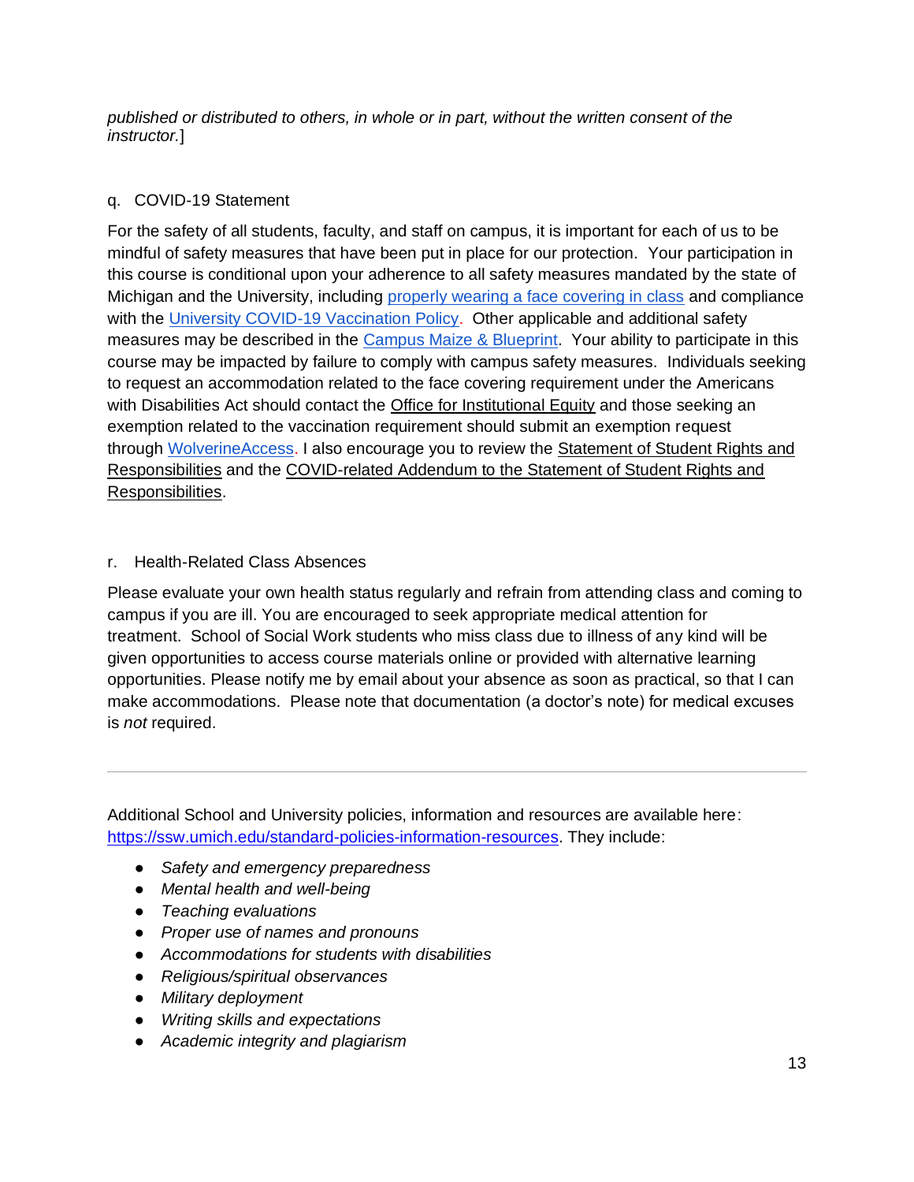*published or distributed to others, in whole or in part, without the written consent of the instructor.*]

q. COVID-19 Statement

For the safety of all students, faculty, and staff on campus, it is important for each of us to be mindful of safety measures that have been put in place for our protection. Your participation in this course is conditional upon your adherence to all safety measures mandated by the state of Michigan and the University, including properly wearing a face covering in class and compliance with the University COVID-19 Vaccination Policy. Other applicable and additional safety measures may be described in the Campus Maize & Blueprint. Your ability to participate in this course may be impacted by failure to comply with campus safety measures. Individuals seeking to request an accommodation related to the face covering requirement under the Americans with Disabilities Act should contact the Office for Institutional Equity and those seeking an exemption related to the vaccination requirement should submit an exemption request through WolverineAccess. I also encourage you to review the Statement of Student Rights and Responsibilities and the COVID-related Addendum to the Statement of Student Rights and Responsibilities.

r. Health-Related Class Absences

Please evaluate your own health status regularly and refrain from attending class and coming to campus if you are ill. You are encouraged to seek appropriate medical attention for treatment. School of Social Work students who miss class due to illness of any kind will be given opportunities to access course materials online or provided with alternative learning opportunities. Please notify me by email about your absence as soon as practical, so that I can make accommodations. Please note that documentation (a doctor's note) for medical excuses is *not* required.

---

Additional School and University policies, information and resources are available here: https://ssw.umich.edu/standard-policies-information-resources. They include:

- *Safety and emergency preparedness*
- *Mental health and well-being*
- *Teaching evaluations*
- *Proper use of names and pronouns*
- *Accommodations for students with disabilities*
- *Religious/spiritual observances*
- *Military deployment*
- *Writing skills and expectations*
- *Academic integrity and plagiarism*